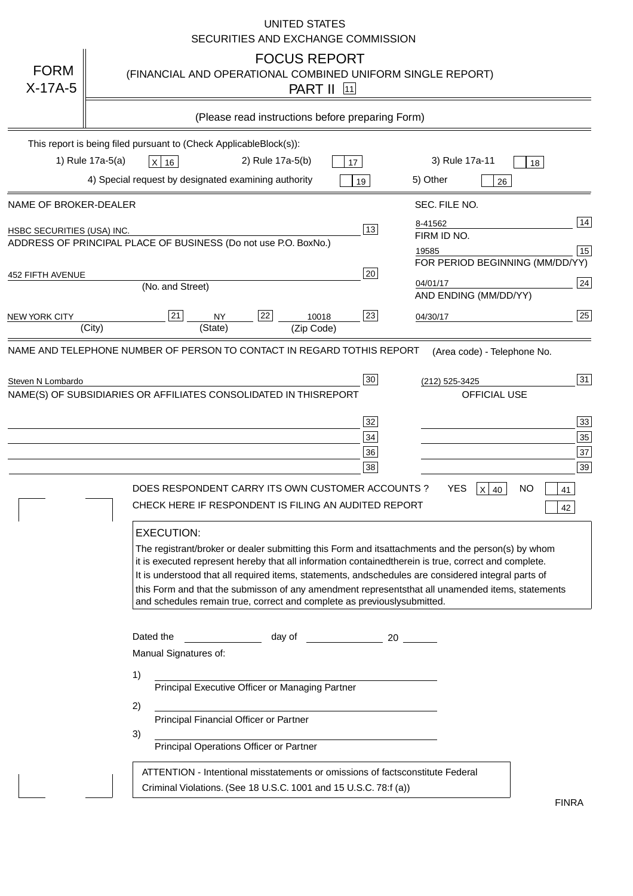UNITED STATES
SECURITIES AND EXCHANGE COMMISSION

# FORM X-17A-5

## FOCUS REPORT

(FINANCIAL AND OPERATIONAL COMBINED UNIFORM SINGLE REPORT)

PART II [11]

(Please read instructions before preparing Form)

This report is being filed pursuant to (Check Applicable Block(s)):

1) Rule 17a-5(a) [X] 16 2) Rule 17a-5(b) [ ] 17 3) Rule 17a-11 [ ] 18

4) Special request by designated examining authority [ ] 19 5) Other [ ] 26

| NAME OF BROKER-DEALER | | SEC. FILE NO. | |
|---|---|---|---|
| HSBC SECURITIES (USA) INC. | 13 | 8-41562 | 14 |
| ADDRESS OF PRINCIPAL PLACE OF BUSINESS (Do not use P.O. Box No.) | | FIRM ID NO. | |
| | | 19585 | 15 |
| | | FOR PERIOD BEGINNING (MM/DD/YY) | |
| 452 FIFTH AVENUE (No. and Street) | 20 | 04/01/17 | 24 |
| | | AND ENDING (MM/DD/YY) | |
| NEW YORK CITY (City) [21] NY (State) [22] 10018 (Zip Code) | 23 | 04/30/17 | 25 |

| NAME AND TELEPHONE NUMBER OF PERSON TO CONTACT IN REGARD TO THIS REPORT | | (Area code) - Telephone No. | |
|---|---|---|---|
| Steven N Lombardo | 30 | (212) 525-3425 | 31 |
| NAME(S) OF SUBSIDIARIES OR AFFILIATES CONSOLIDATED IN THIS REPORT | | OFFICIAL USE | |
| | 32 | | 33 |
| | 34 | | 35 |
| | 36 | | 37 |
| | 38 | | 39 |

DOES RESPONDENT CARRY ITS OWN CUSTOMER ACCOUNTS ? YES [X] 40 NO [ ] 41

CHECK HERE IF RESPONDENT IS FILING AN AUDITED REPORT [ ] 42

**EXECUTION:**

The registrant/broker or dealer submitting this Form and its attachments and the person(s) by whom it is executed represent hereby that all information contained therein is true, correct and complete. It is understood that all required items, statements, and schedules are considered integral parts of this Form and that the submisson of any amendment represents that all unamended items, statements and schedules remain true, correct and complete as previously submitted.

Dated the ______________ day of ______________ 20 ______

Manual Signatures of:

1) ________________________________
Principal Executive Officer or Managing Partner

2) ________________________________
Principal Financial Officer or Partner

3) ________________________________
Principal Operations Officer or Partner

ATTENTION - Intentional misstatements or omissions of facts constitute Federal Criminal Violations. (See 18 U.S.C. 1001 and 15 U.S.C. 78:f (a))

FINRA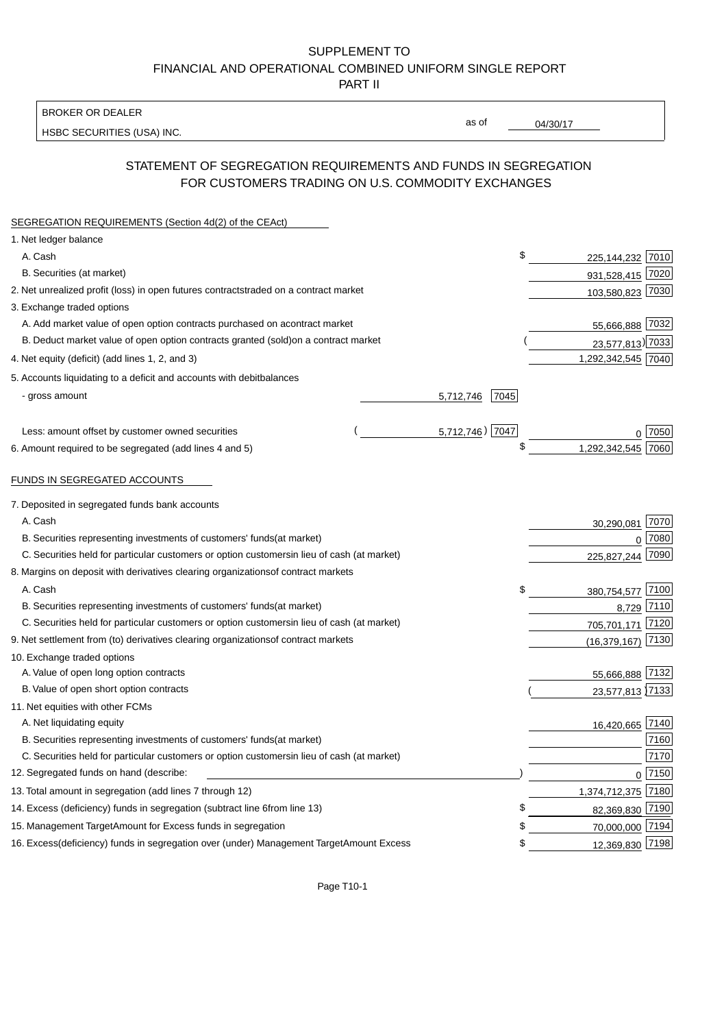SUPPLEMENT TO
FINANCIAL AND OPERATIONAL COMBINED UNIFORM SINGLE REPORT
PART II

BROKER OR DEALER

HSBC SECURITIES (USA) INC.

as of 04/30/17

## STATEMENT OF SEGREGATION REQUIREMENTS AND FUNDS IN SEGREGATION FOR CUSTOMERS TRADING ON U.S. COMMODITY EXCHANGES

SEGREGATION REQUIREMENTS (Section 4d(2) of the CEAct)

| | | | | |
|---|---|---|---|---|
| 1. Net ledger balance | | | | |
| A. Cash | | | $ 225,144,232 | 7010 |
| B. Securities (at market) | | | 931,528,415 | 7020 |
| 2. Net unrealized profit (loss) in open futures contracts traded on a contract market | | | 103,580,823 | 7030 |
| 3. Exchange traded options | | | | |
| A. Add market value of open option contracts purchased on a contract market | | | 55,666,888 | 7032 |
| B. Deduct market value of open option contracts granted (sold) on a contract market | | | (23,577,813) | 7033 |
| 4. Net equity (deficit) (add lines 1, 2, and 3) | | | 1,292,342,545 | 7040 |
| 5. Accounts liquidating to a deficit and accounts with debit balances | | | | |
| - gross amount | 5,712,746 | 7045 | | |
| Less: amount offset by customer owned securities | (5,712,746) | 7047 | 0 | 7050 |
| 6. Amount required to be segregated (add lines 4 and 5) | | | $ 1,292,342,545 | 7060 |

FUNDS IN SEGREGATED ACCOUNTS

| | | |
|---|---|---|
| 7. Deposited in segregated funds bank accounts | | |
| A. Cash | 30,290,081 | 7070 |
| B. Securities representing investments of customers' funds (at market) | 0 | 7080 |
| C. Securities held for particular customers or option customers in lieu of cash (at market) | 225,827,244 | 7090 |
| 8. Margins on deposit with derivatives clearing organizations of contract markets | | |
| A. Cash | $ 380,754,577 | 7100 |
| B. Securities representing investments of customers' funds (at market) | 8,729 | 7110 |
| C. Securities held for particular customers or option customers in lieu of cash (at market) | 705,701,171 | 7120 |
| 9. Net settlement from (to) derivatives clearing organizations of contract markets | (16,379,167) | 7130 |
| 10. Exchange traded options | | |
| A. Value of open long option contracts | 55,666,888 | 7132 |
| B. Value of open short option contracts | (23,577,813) | 7133 |
| 11. Net equities with other FCMs | | |
| A. Net liquidating equity | 16,420,665 | 7140 |
| B. Securities representing investments of customers' funds (at market) | | 7160 |
| C. Securities held for particular customers or option customers in lieu of cash (at market) | | 7170 |
| 12. Segregated funds on hand (describe: ) | 0 | 7150 |
| 13. Total amount in segregation (add lines 7 through 12) | 1,374,712,375 | 7180 |
| 14. Excess (deficiency) funds in segregation (subtract line 6 from line 13) | $ 82,369,830 | 7190 |
| 15. Management Target Amount for Excess funds in segregation | $ 70,000,000 | 7194 |
| 16. Excess (deficiency) funds in segregation over (under) Management Target Amount Excess | $ 12,369,830 | 7198 |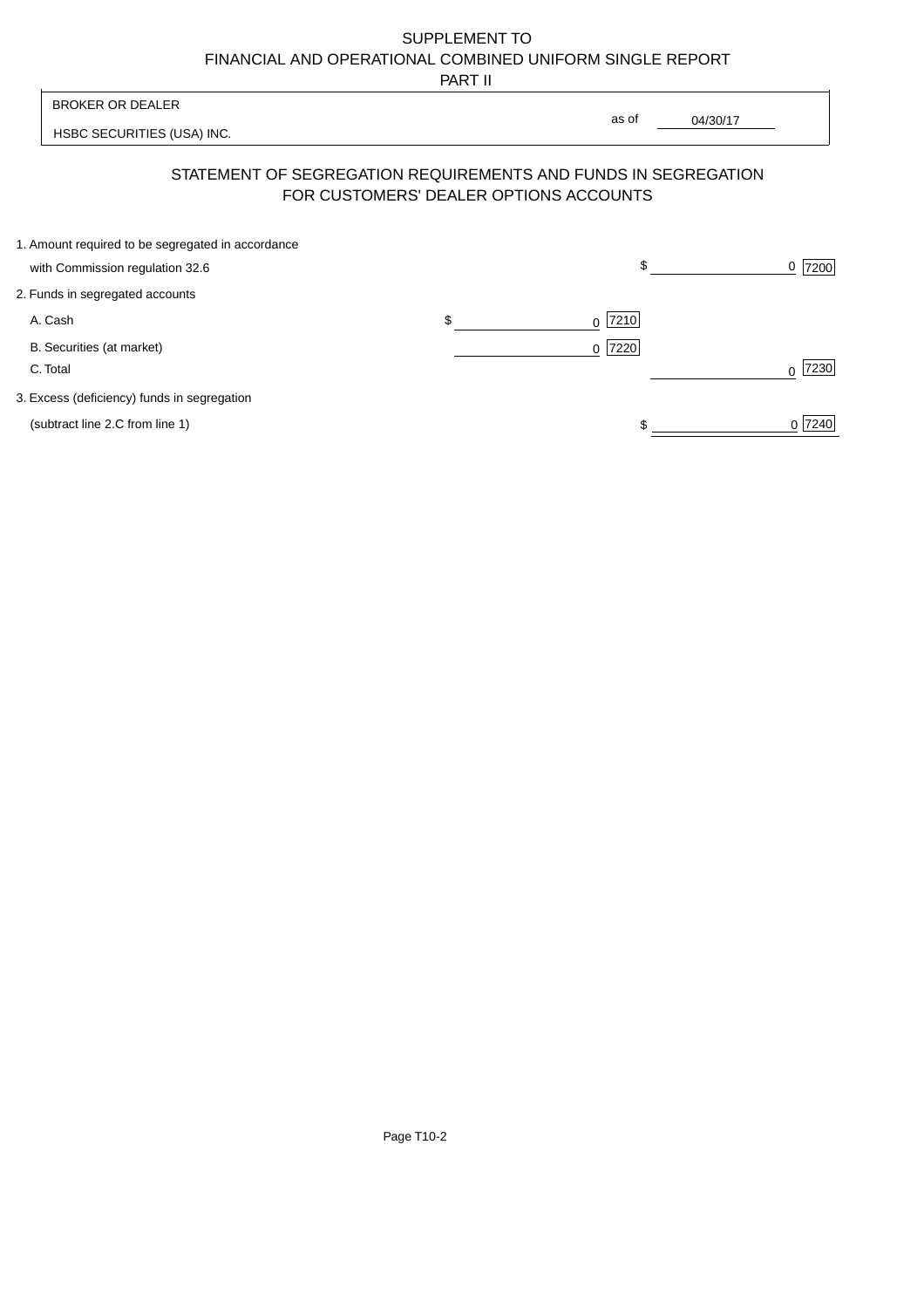SUPPLEMENT TO
FINANCIAL AND OPERATIONAL COMBINED UNIFORM SINGLE REPORT
PART II

| BROKER OR DEALER | |
|---|---|
| HSBC SECURITIES (USA) INC. | as of 04/30/17 |

## STATEMENT OF SEGREGATION REQUIREMENTS AND FUNDS IN SEGREGATION FOR CUSTOMERS' DEALER OPTIONS ACCOUNTS

| | | |
|---|---|---|
| 1. Amount required to be segregated in accordance with Commission regulation 32.6 | | $ 0 [7200] |
| 2. Funds in segregated accounts | | |
| A. Cash | $ 0 [7210] | |
| B. Securities (at market) | 0 [7220] | |
| C. Total | | 0 [7230] |
| 3. Excess (deficiency) funds in segregation (subtract line 2.C from line 1) | | $ 0 [7240] |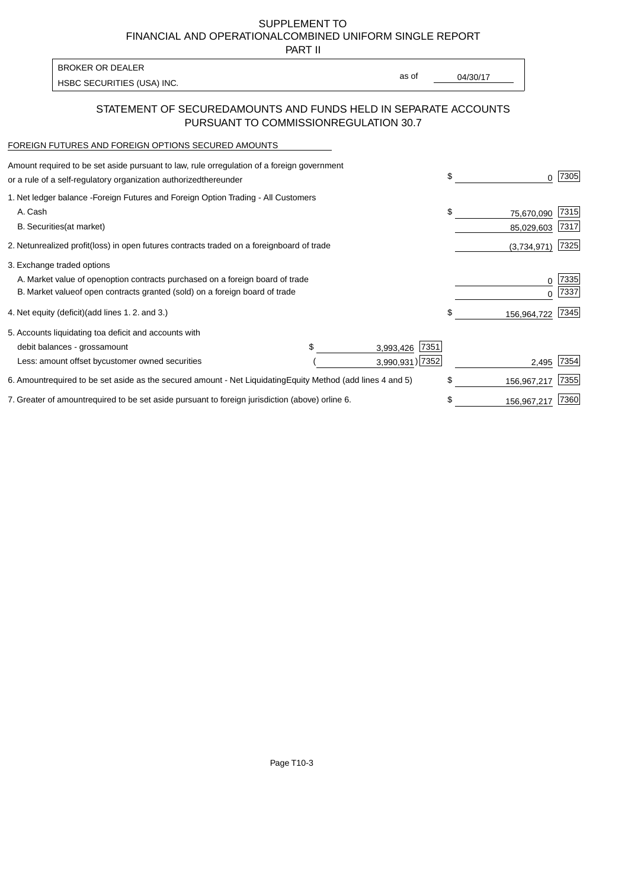SUPPLEMENT TO
FINANCIAL AND OPERATIONAL COMBINED UNIFORM SINGLE REPORT
PART II

BROKER OR DEALER
HSBC SECURITIES (USA) INC.

as of 04/30/17

## STATEMENT OF SECURED AMOUNTS AND FUNDS HELD IN SEPARATE ACCOUNTS PURSUANT TO COMMISSION REGULATION 30.7

FOREIGN FUTURES AND FOREIGN OPTIONS SECURED AMOUNTS

| Description | | | Amount | Code |
|---|---|---|---|---|
| Amount required to be set aside pursuant to law, rule or regulation of a foreign government or a rule of a self-regulatory organization authorized thereunder | | | $ 0 | 7305 |
| 1. Net ledger balance - Foreign Futures and Foreign Option Trading - All Customers | | | | |
| A. Cash | | | $ 75,670,090 | 7315 |
| B. Securities (at market) | | | 85,029,603 | 7317 |
| 2. Net unrealized profit (loss) in open futures contracts traded on a foreign board of trade | | | (3,734,971) | 7325 |
| 3. Exchange traded options | | | | |
| A. Market value of open option contracts purchased on a foreign board of trade | | | 0 | 7335 |
| B. Market value of open contracts granted (sold) on a foreign board of trade | | | 0 | 7337 |
| 4. Net equity (deficit) (add lines 1. 2. and 3.) | | | $ 156,964,722 | 7345 |
| 5. Accounts liquidating to a deficit and accounts with | | | | |
| debit balances - gross amount | $ 3,993,426 | 7351 | | |
| Less: amount offset by customer owned securities | ( 3,990,931) | 7352 | 2,495 | 7354 |
| 6. Amount required to be set aside as the secured amount - Net Liquidating Equity Method (add lines 4 and 5) | | | $ 156,967,217 | 7355 |
| 7. Greater of amount required to be set aside pursuant to foreign jurisdiction (above) or line 6. | | | $ 156,967,217 | 7360 |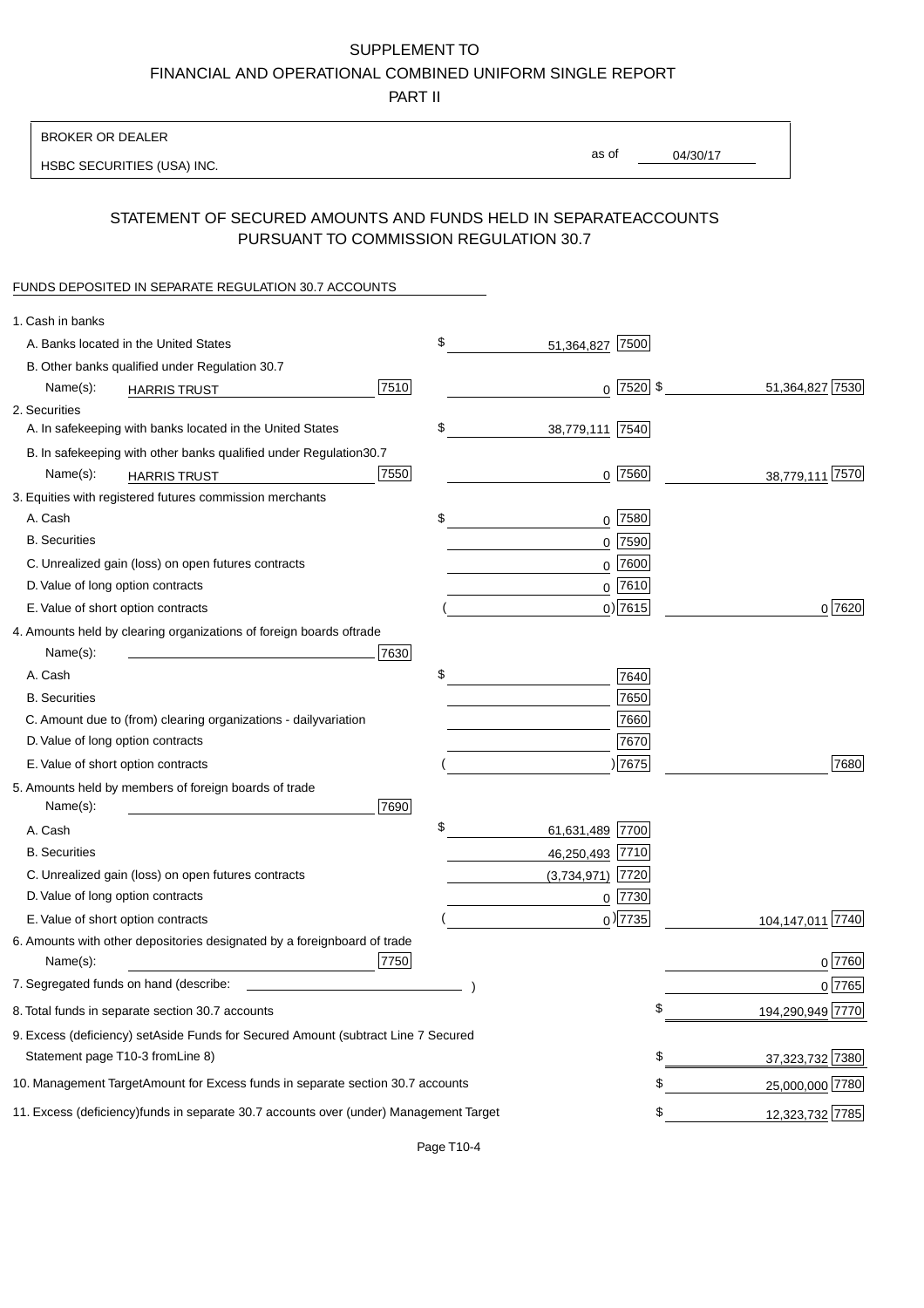# SUPPLEMENT TO
# FINANCIAL AND OPERATIONAL COMBINED UNIFORM SINGLE REPORT
## PART II

BROKER OR DEALER

HSBC SECURITIES (USA) INC.

as of 04/30/17

## STATEMENT OF SECURED AMOUNTS AND FUNDS HELD IN SEPARATE ACCOUNTS PURSUANT TO COMMISSION REGULATION 30.7

FUNDS DEPOSITED IN SEPARATE REGULATION 30.7 ACCOUNTS

| | | | |
|---|---|---|---|
| 1. Cash in banks | | | |
| A. Banks located in the United States | | $ 51,364,827 [7500] | |
| B. Other banks qualified under Regulation 30.7 | | | |
| Name(s): HARRIS TRUST | [7510] | 0 [7520] | $ 51,364,827 [7530] |
| 2. Securities | | | |
| A. In safekeeping with banks located in the United States | | $ 38,779,111 [7540] | |
| B. In safekeeping with other banks qualified under Regulation 30.7 | | | |
| Name(s): HARRIS TRUST | [7550] | 0 [7560] | 38,779,111 [7570] |
| 3. Equities with registered futures commission merchants | | | |
| A. Cash | | $ 0 [7580] | |
| B. Securities | | 0 [7590] | |
| C. Unrealized gain (loss) on open futures contracts | | 0 [7600] | |
| D. Value of long option contracts | | 0 [7610] | |
| E. Value of short option contracts | | ( 0) [7615] | 0 [7620] |
| 4. Amounts held by clearing organizations of foreign boards of trade | | | |
| Name(s): | [7630] | | |
| A. Cash | | $ [7640] | |
| B. Securities | | [7650] | |
| C. Amount due to (from) clearing organizations - daily variation | | [7660] | |
| D. Value of long option contracts | | [7670] | |
| E. Value of short option contracts | | ( ) [7675] | [7680] |
| 5. Amounts held by members of foreign boards of trade | | | |
| Name(s): | [7690] | | |
| A. Cash | | $ 61,631,489 [7700] | |
| B. Securities | | 46,250,493 [7710] | |
| C. Unrealized gain (loss) on open futures contracts | | (3,734,971) [7720] | |
| D. Value of long option contracts | | 0 [7730] | |
| E. Value of short option contracts | | ( 0) [7735] | 104,147,011 [7740] |
| 6. Amounts with other depositories designated by a foreign board of trade | | | |
| Name(s): | [7750] | | 0 [7760] |
| 7. Segregated funds on hand (describe: ) | | | 0 [7765] |
| 8. Total funds in separate section 30.7 accounts | | | $ 194,290,949 [7770] |
| 9. Excess (deficiency) set Aside Funds for Secured Amount (subtract Line 7 Secured Statement page T10-3 from Line 8) | | | $ 37,323,732 [7380] |
| 10. Management Target Amount for Excess funds in separate section 30.7 accounts | | | $ 25,000,000 [7780] |
| 11. Excess (deficiency) funds in separate 30.7 accounts over (under) Management Target | | | $ 12,323,732 [7785] |

Page T10-4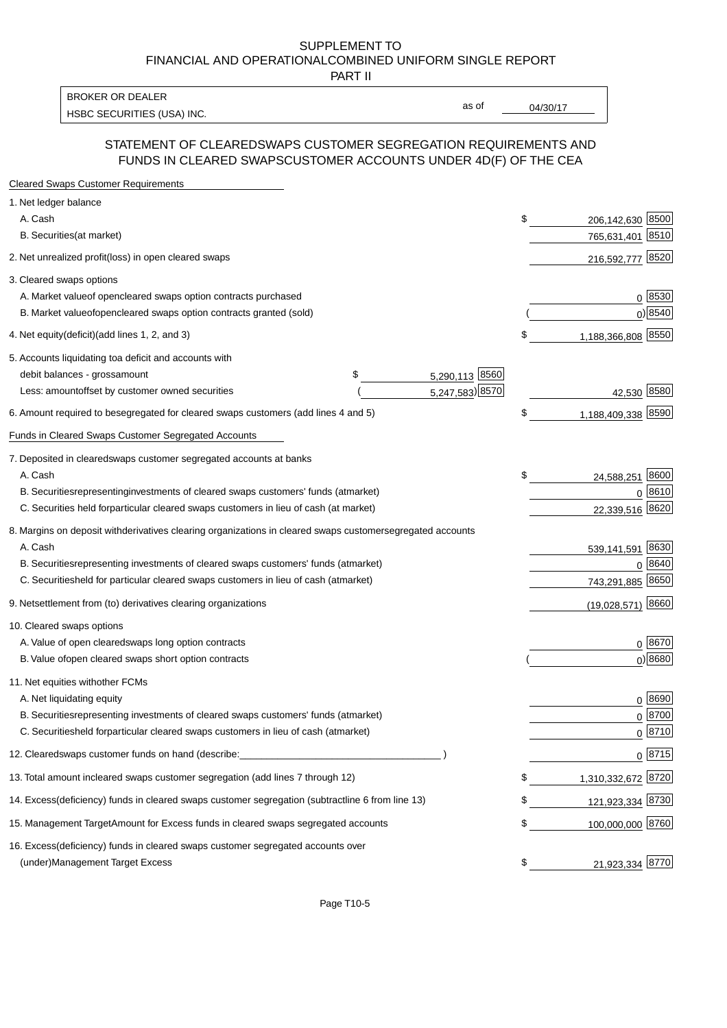SUPPLEMENT TO
FINANCIAL AND OPERATIONALCOMBINED UNIFORM SINGLE REPORT
PART II

| BROKER OR DEALER | | |
|---|---|---|
| HSBC SECURITIES (USA) INC. | as of | 04/30/17 |

## STATEMENT OF CLEAREDSWAPS CUSTOMER SEGREGATION REQUIREMENTS AND FUNDS IN CLEARED SWAPSCUSTOMER ACCOUNTS UNDER 4D(F) OF THE CEA

| Cleared Swaps Customer Requirements | | | |
|---|---|---|---|
| 1. Net ledger balance | | | |
| A. Cash | | $ 206,142,630 | 8500 |
| B. Securities(at market) | | 765,631,401 | 8510 |
| 2. Net unrealized profit(loss) in open cleared swaps | | 216,592,777 | 8520 |
| 3. Cleared swaps options | | | |
| A. Market valueof opencleared swaps option contracts purchased | | 0 | 8530 |
| B. Market valueofopencleared swaps option contracts granted (sold) | | ( 0) | 8540 |
| 4. Net equity(deficit)(add lines 1, 2, and 3) | | $ 1,188,366,808 | 8550 |
| 5. Accounts liquidating toa deficit and accounts with | | | |
| debit balances - grossamount | $ 5,290,113 8560 | | |
| Less: amountoffset by customer owned securities | ( 5,247,583) 8570 | 42,530 | 8580 |
| 6. Amount required to besegregated for cleared swaps customers (add lines 4 and 5) | | $ 1,188,409,338 | 8590 |
| Funds in Cleared Swaps Customer Segregated Accounts | | | |
| 7. Deposited in clearedswaps customer segregated accounts at banks | | | |
| A. Cash | | $ 24,588,251 | 8600 |
| B. Securitiesrepresentinginvestments of cleared swaps customers' funds (atmarket) | | 0 | 8610 |
| C. Securities held forparticular cleared swaps customers in lieu of cash (at market) | | 22,339,516 | 8620 |
| 8. Margins on deposit withderivatives clearing organizations in cleared swaps customersegregated accounts | | | |
| A. Cash | | 539,141,591 | 8630 |
| B. Securitiesrepresenting investments of cleared swaps customers' funds (atmarket) | | 0 | 8640 |
| C. Securitiesheld for particular cleared swaps customers in lieu of cash (atmarket) | | 743,291,885 | 8650 |
| 9. Netsettlement from (to) derivatives clearing organizations | | (19,028,571) | 8660 |
| 10. Cleared swaps options | | | |
| A. Value of open clearedswaps long option contracts | | 0 | 8670 |
| B. Value ofopen cleared swaps short option contracts | | ( 0) | 8680 |
| 11. Net equities withother FCMs | | | |
| A. Net liquidating equity | | 0 | 8690 |
| B. Securitiesrepresenting investments of cleared swaps customers' funds (atmarket) | | 0 | 8700 |
| C. Securitiesheld forparticular cleared swaps customers in lieu of cash (atmarket) | | 0 | 8710 |
| 12. Clearedswaps customer funds on hand (describe:___________________________________ ) | | 0 | 8715 |
| 13. Total amount incleared swaps customer segregation (add lines 7 through 12) | | $ 1,310,332,672 | 8720 |
| 14. Excess(deficiency) funds in cleared swaps customer segregation (subtractline 6 from line 13) | | $ 121,923,334 | 8730 |
| 15. Management TargetAmount for Excess funds in cleared swaps segregated accounts | | $ 100,000,000 | 8760 |
| 16. Excess(deficiency) funds in cleared swaps customer segregated accounts over (under)Management Target Excess | | $ 21,923,334 | 8770 |

Page T10-5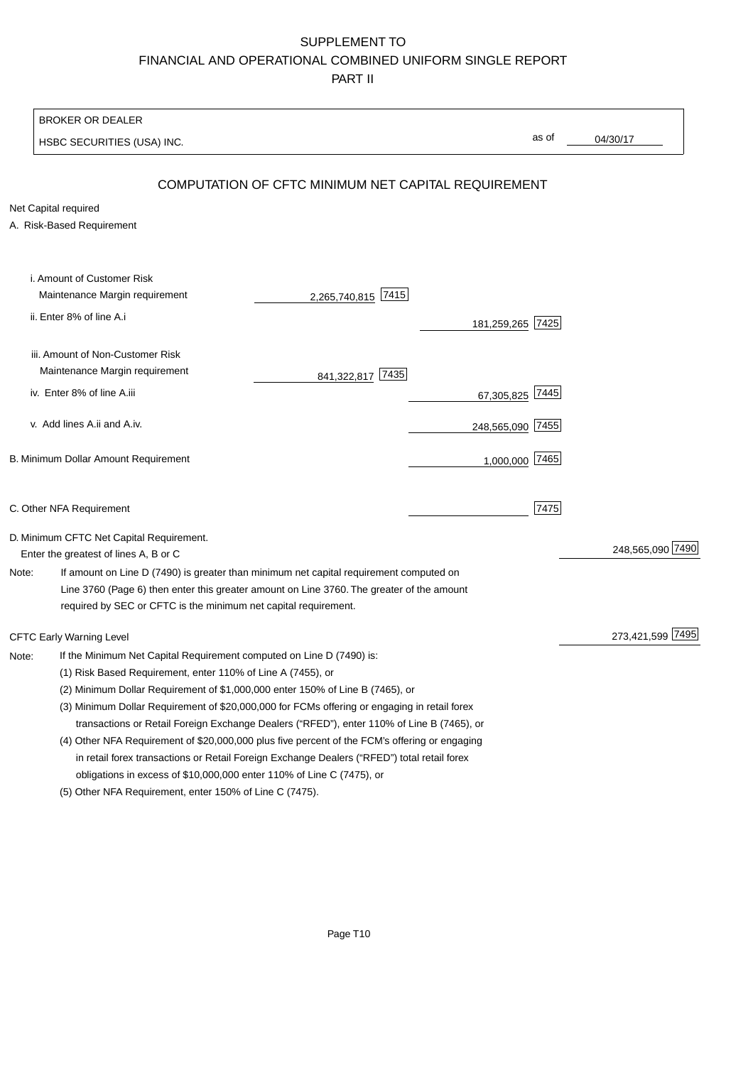# SUPPLEMENT TO
# FINANCIAL AND OPERATIONAL COMBINED UNIFORM SINGLE REPORT
## PART II

| | |
|---|---|
| BROKER OR DEALER | |
| HSBC SECURITIES (USA) INC. | as of 04/30/17 |

## COMPUTATION OF CFTC MINIMUM NET CAPITAL REQUIREMENT

Net Capital required

A. Risk-Based Requirement

| | | | |
|---|---|---|---|
| i. Amount of Customer Risk Maintenance Margin requirement | 2,265,740,815 [7415] | | |
| ii. Enter 8% of line A.i | | 181,259,265 [7425] | |
| iii. Amount of Non-Customer Risk Maintenance Margin requirement | 841,322,817 [7435] | | |
| iv. Enter 8% of line A.iii | | 67,305,825 [7445] | |
| v. Add lines A.ii and A.iv. | | 248,565,090 [7455] | |
| B. Minimum Dollar Amount Requirement | | 1,000,000 [7465] | |
| C. Other NFA Requirement | | [7475] | |
| D. Minimum CFTC Net Capital Requirement. Enter the greatest of lines A, B or C | | | 248,565,090 [7490] |

Note: If amount on Line D (7490) is greater than minimum net capital requirement computed on Line 3760 (Page 6) then enter this greater amount on Line 3760. The greater of the amount required by SEC or CFTC is the minimum net capital requirement.

CFTC Early Warning Level — 273,421,599 [7495]

Note: If the Minimum Net Capital Requirement computed on Line D (7490) is:

(1) Risk Based Requirement, enter 110% of Line A (7455), or

(2) Minimum Dollar Requirement of $1,000,000 enter 150% of Line B (7465), or

(3) Minimum Dollar Requirement of $20,000,000 for FCMs offering or engaging in retail forex transactions or Retail Foreign Exchange Dealers ("RFED"), enter 110% of Line B (7465), or

(4) Other NFA Requirement of $20,000,000 plus five percent of the FCM's offering or engaging in retail forex transactions or Retail Foreign Exchange Dealers ("RFED") total retail forex obligations in excess of $10,000,000 enter 110% of Line C (7475), or

(5) Other NFA Requirement, enter 150% of Line C (7475).